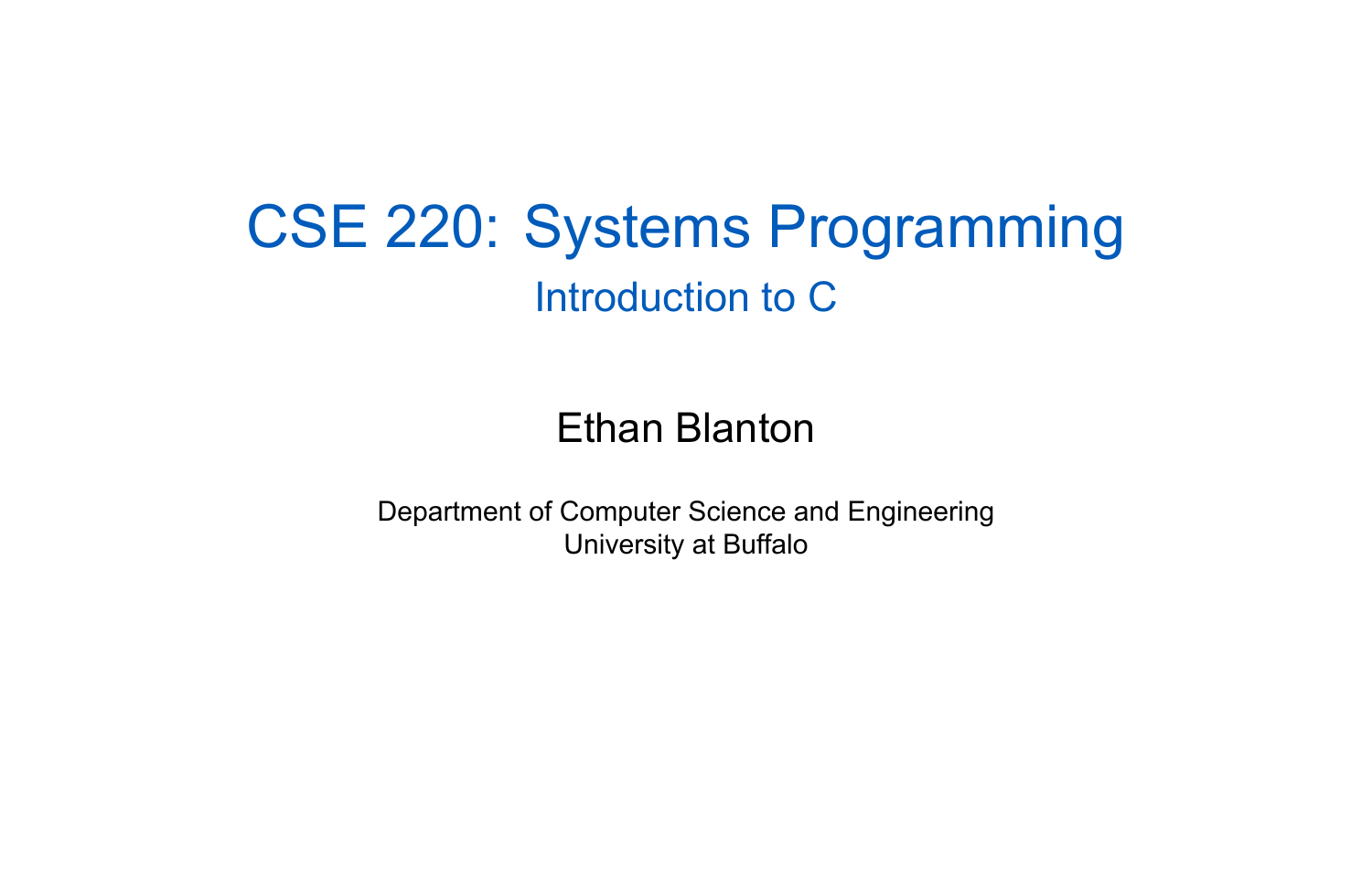# CSE 220: Systems Programming

## Introduction to C

Ethan Blanton

Department of Computer Science and Engineering
University at Buffalo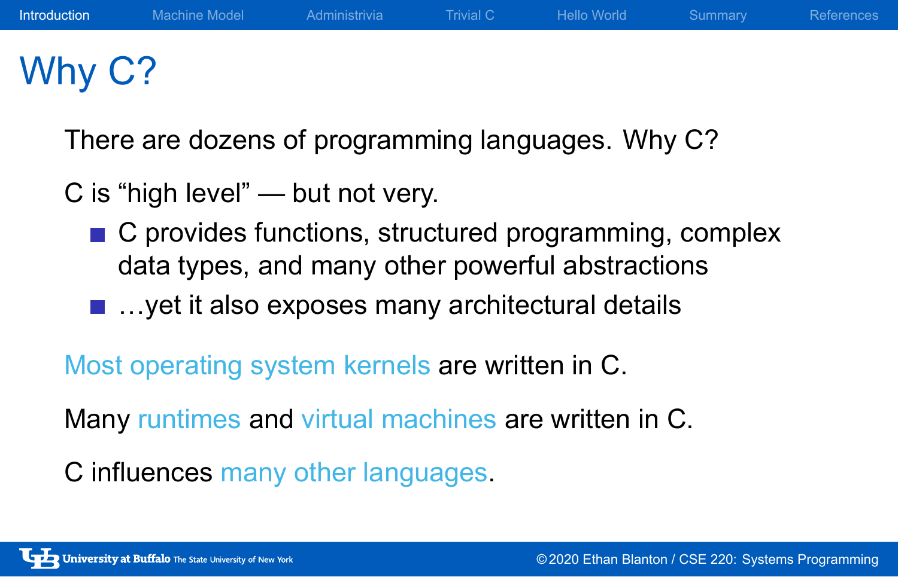# Why C?

There are dozens of programming languages. Why C?

C is “high level” — but not very.

- C provides functions, structured programming, complex data types, and many other powerful abstractions
- …yet it also exposes many architectural details

Most operating system kernels are written in C.

Many runtimes and virtual machines are written in C.

C influences many other languages.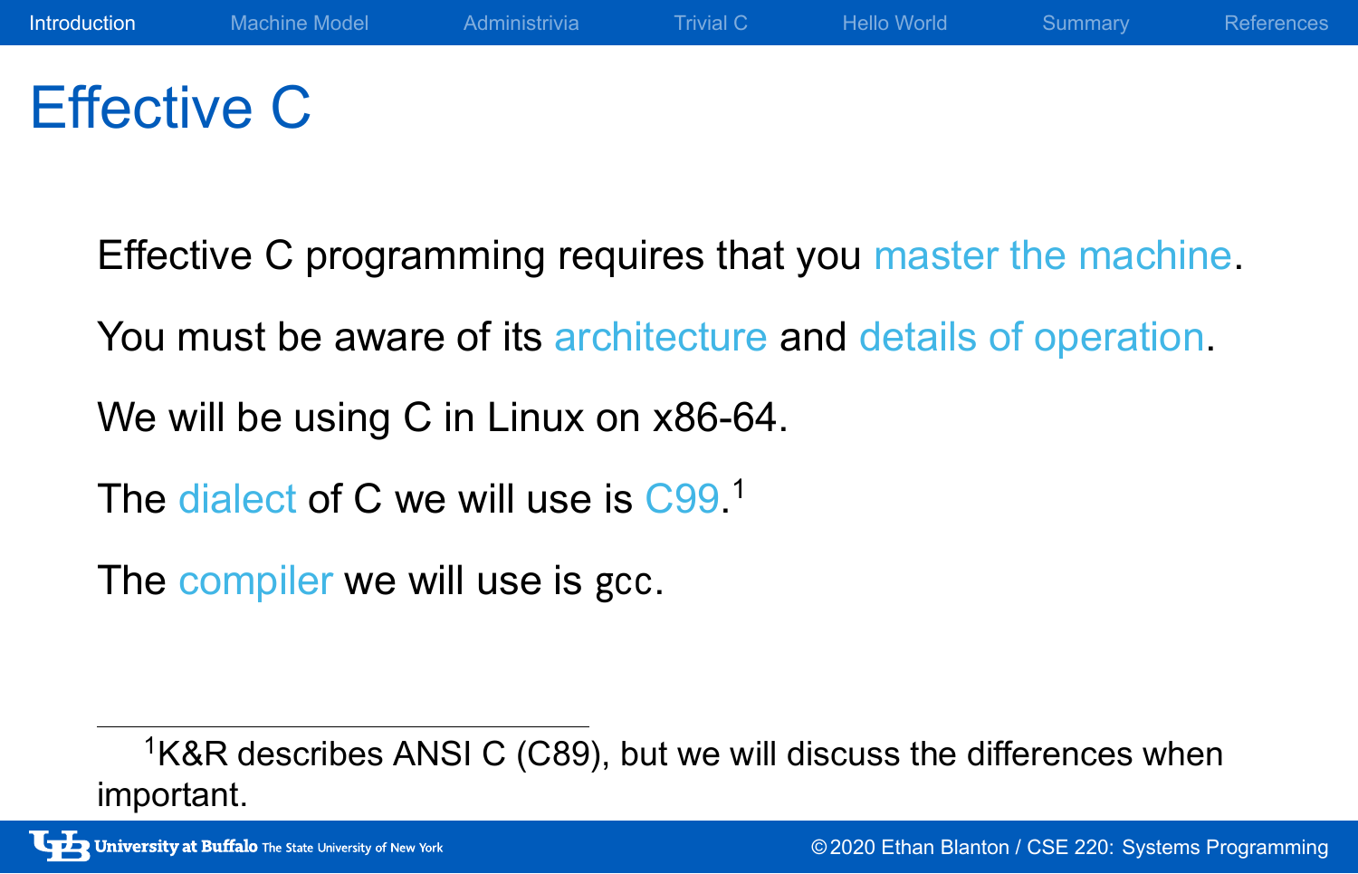# Effective C

Effective C programming requires that you master the machine.

You must be aware of its architecture and details of operation.

We will be using C in Linux on x86-64.

The dialect of C we will use is C99.[1]

The compiler we will use is `gcc`.

[1] K&R describes ANSI C (C89), but we will discuss the differences when important.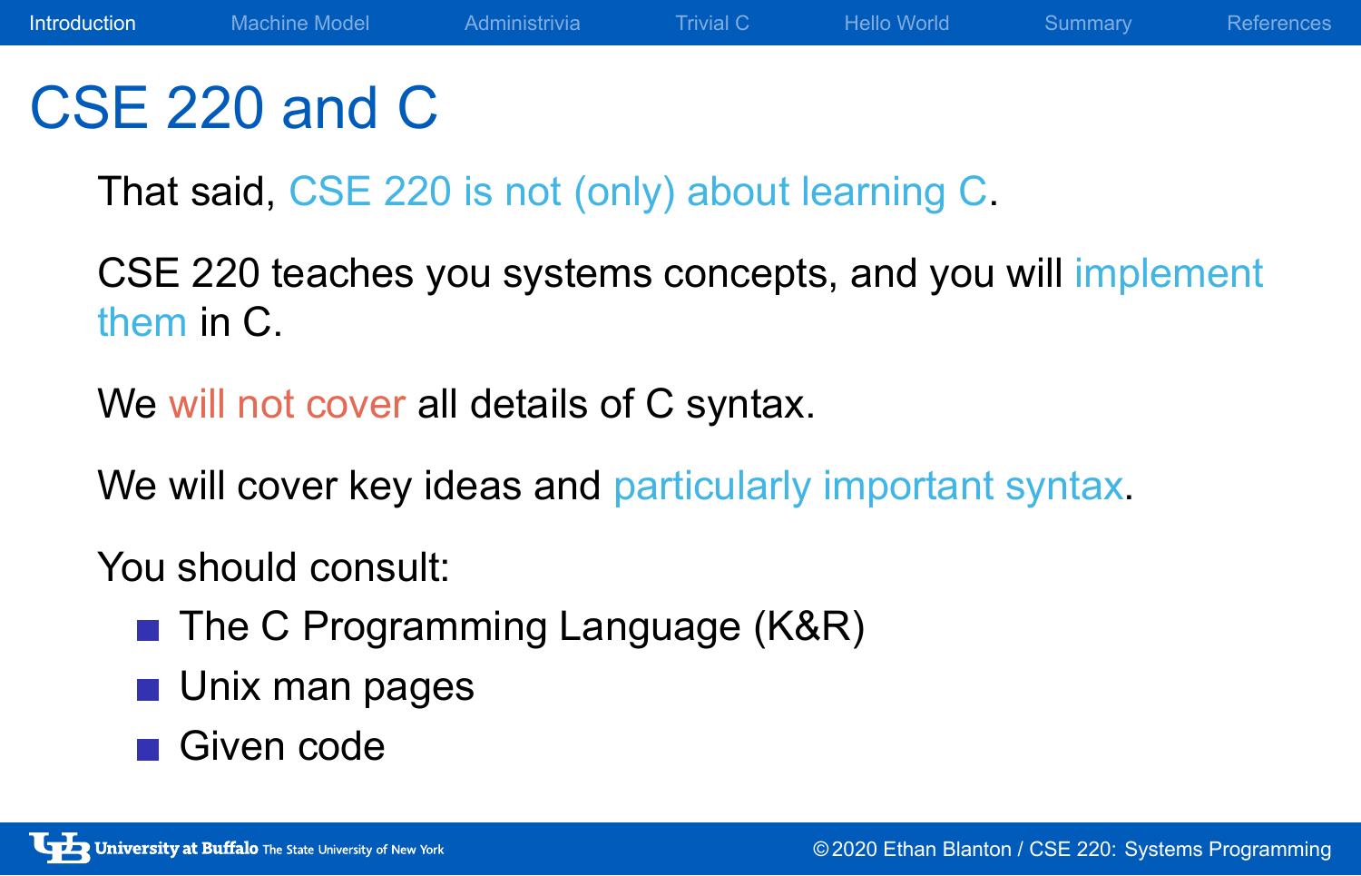# CSE 220 and C

That said, CSE 220 is not (only) about learning C.

CSE 220 teaches you systems concepts, and you will implement them in C.

We will not cover all details of C syntax.

We will cover key ideas and particularly important syntax.

You should consult:

- The C Programming Language (K&R)
- Unix man pages
- Given code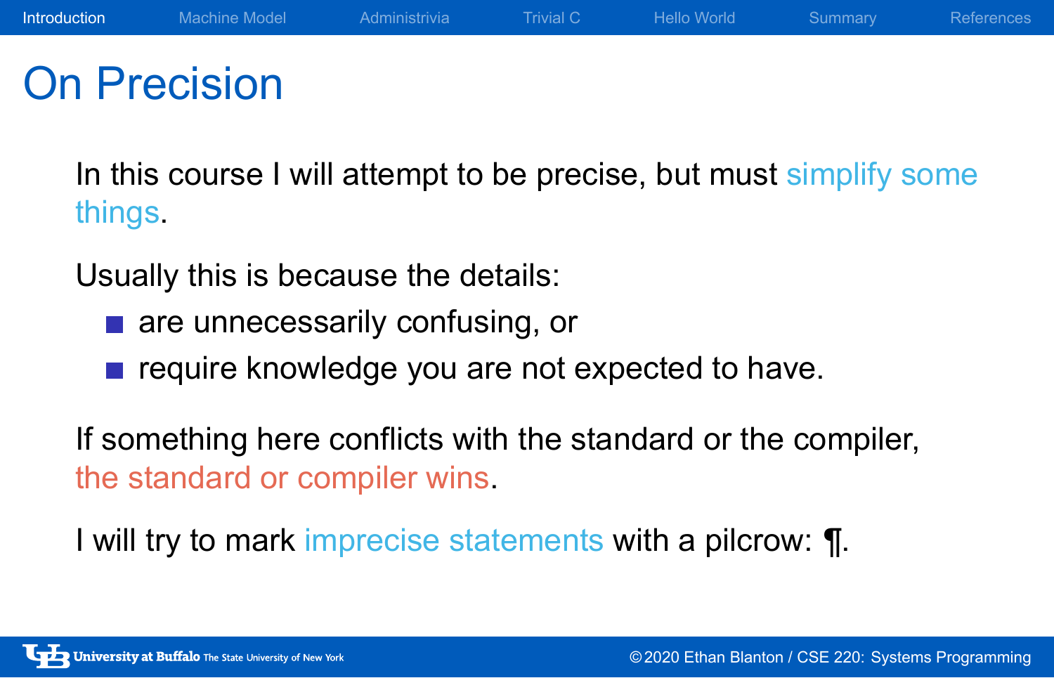# On Precision

In this course I will attempt to be precise, but must simplify some things.

Usually this is because the details:

- are unnecessarily confusing, or
- require knowledge you are not expected to have.

If something here conflicts with the standard or the compiler, the standard or compiler wins.

I will try to mark imprecise statements with a pilcrow: ¶.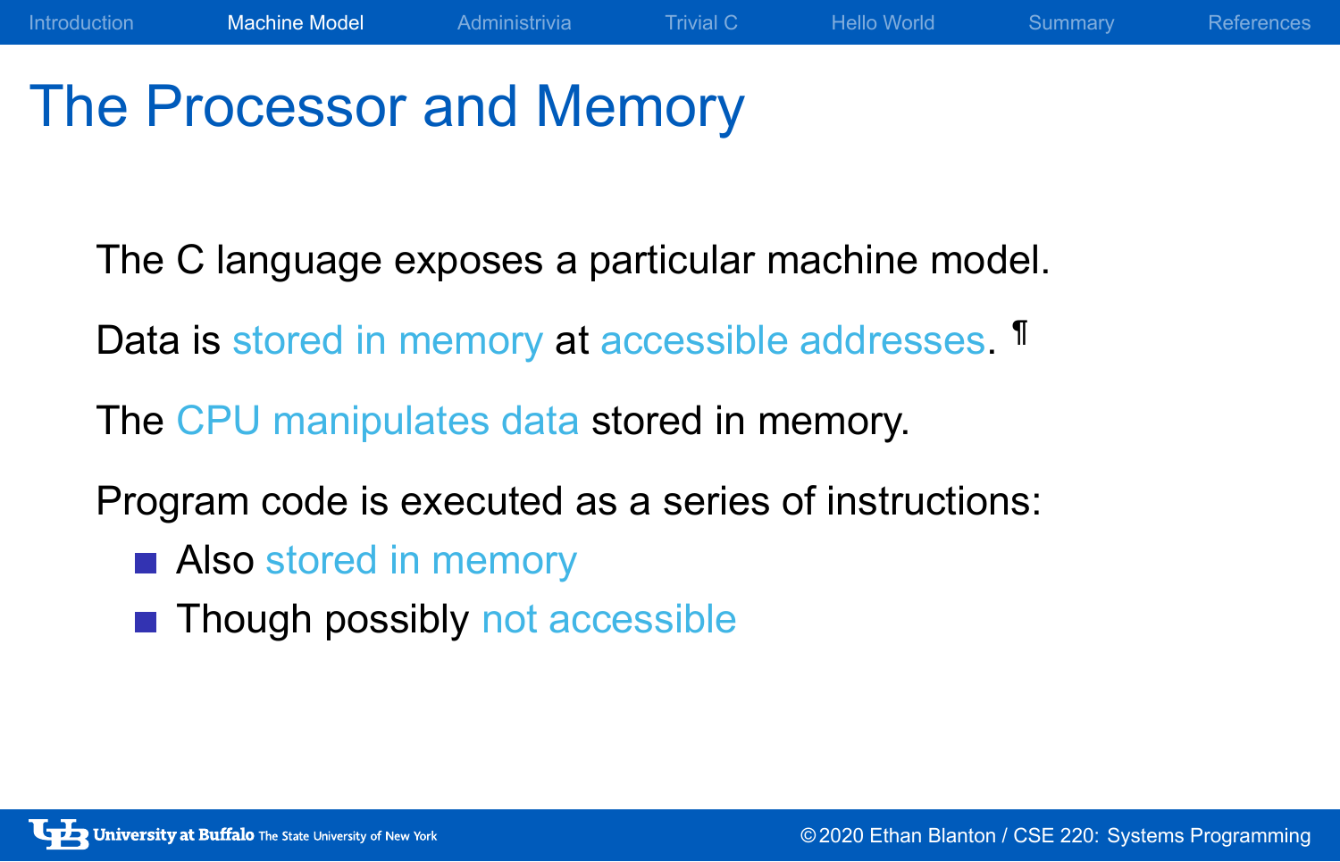# The Processor and Memory

The C language exposes a particular machine model.

Data is stored in memory at accessible addresses. ¶

The CPU manipulates data stored in memory.

Program code is executed as a series of instructions:

- Also stored in memory
- Though possibly not accessible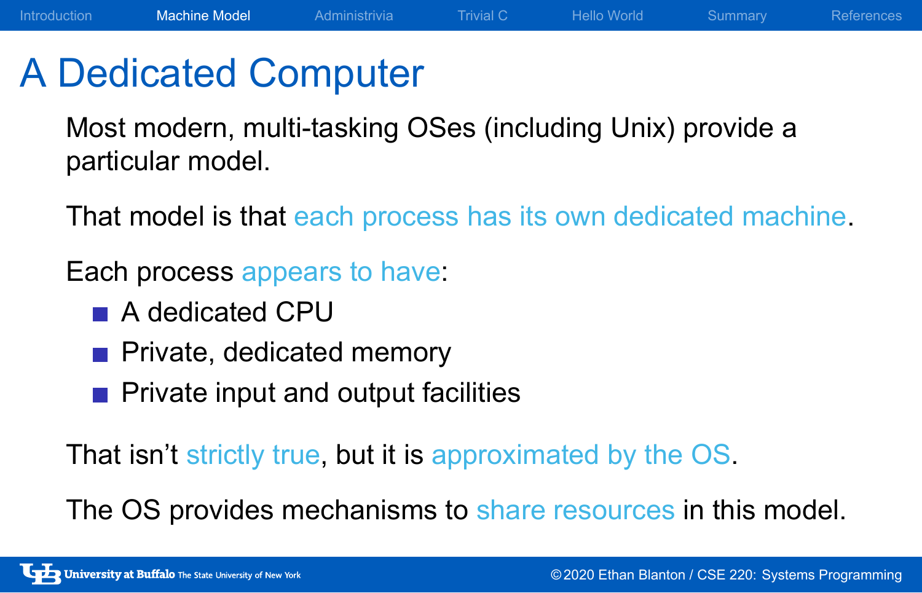# A Dedicated Computer

Most modern, multi-tasking OSes (including Unix) provide a particular model.

That model is that each process has its own dedicated machine.

Each process appears to have:

- A dedicated CPU
- Private, dedicated memory
- Private input and output facilities

That isn't strictly true, but it is approximated by the OS.

The OS provides mechanisms to share resources in this model.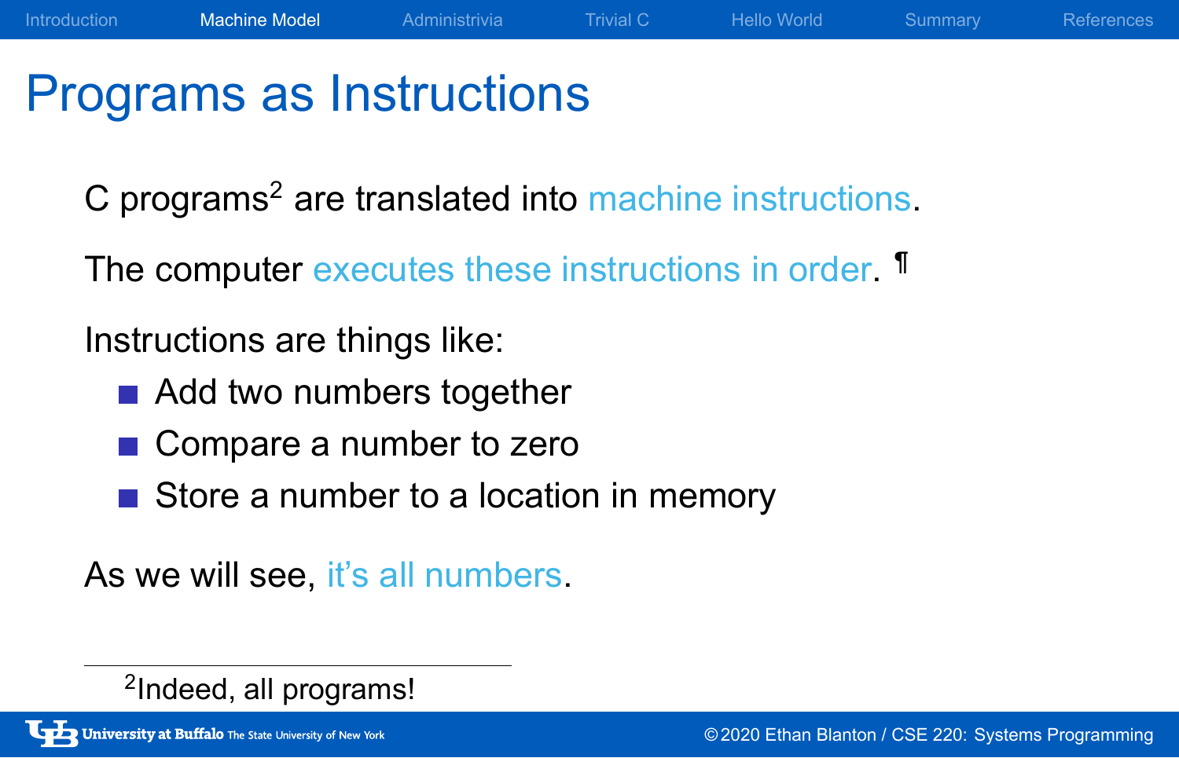# Programs as Instructions

C programs[2] are translated into machine instructions.

The computer executes these instructions in order. ¶

Instructions are things like:

- Add two numbers together
- Compare a number to zero
- Store a number to a location in memory

As we will see, it's all numbers.

---

[2] Indeed, all programs!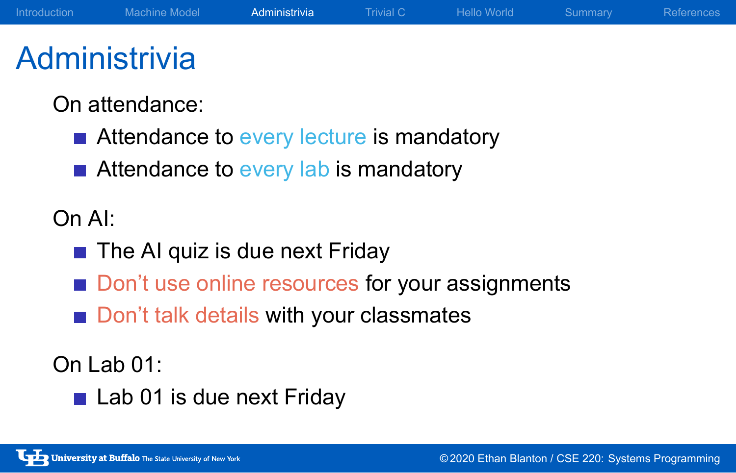# Administrivia

On attendance:

- Attendance to every lecture is mandatory
- Attendance to every lab is mandatory

On AI:

- The AI quiz is due next Friday
- Don't use online resources for your assignments
- Don't talk details with your classmates

On Lab 01:

- Lab 01 is due next Friday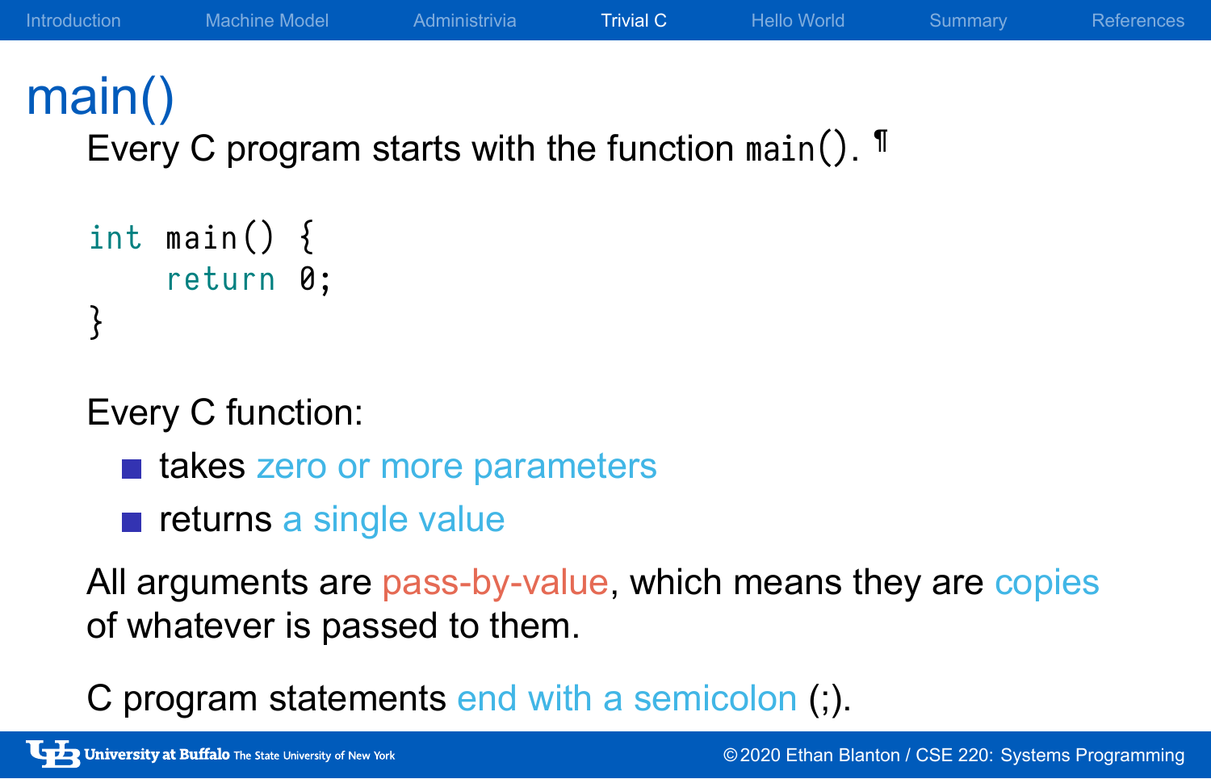# main()

Every C program starts with the function `main()`. ¶

```
int main() {
    return 0;
}
```

Every C function:

- takes zero or more parameters
- returns a single value

All arguments are pass-by-value, which means they are copies of whatever is passed to them.

C program statements end with a semicolon (;).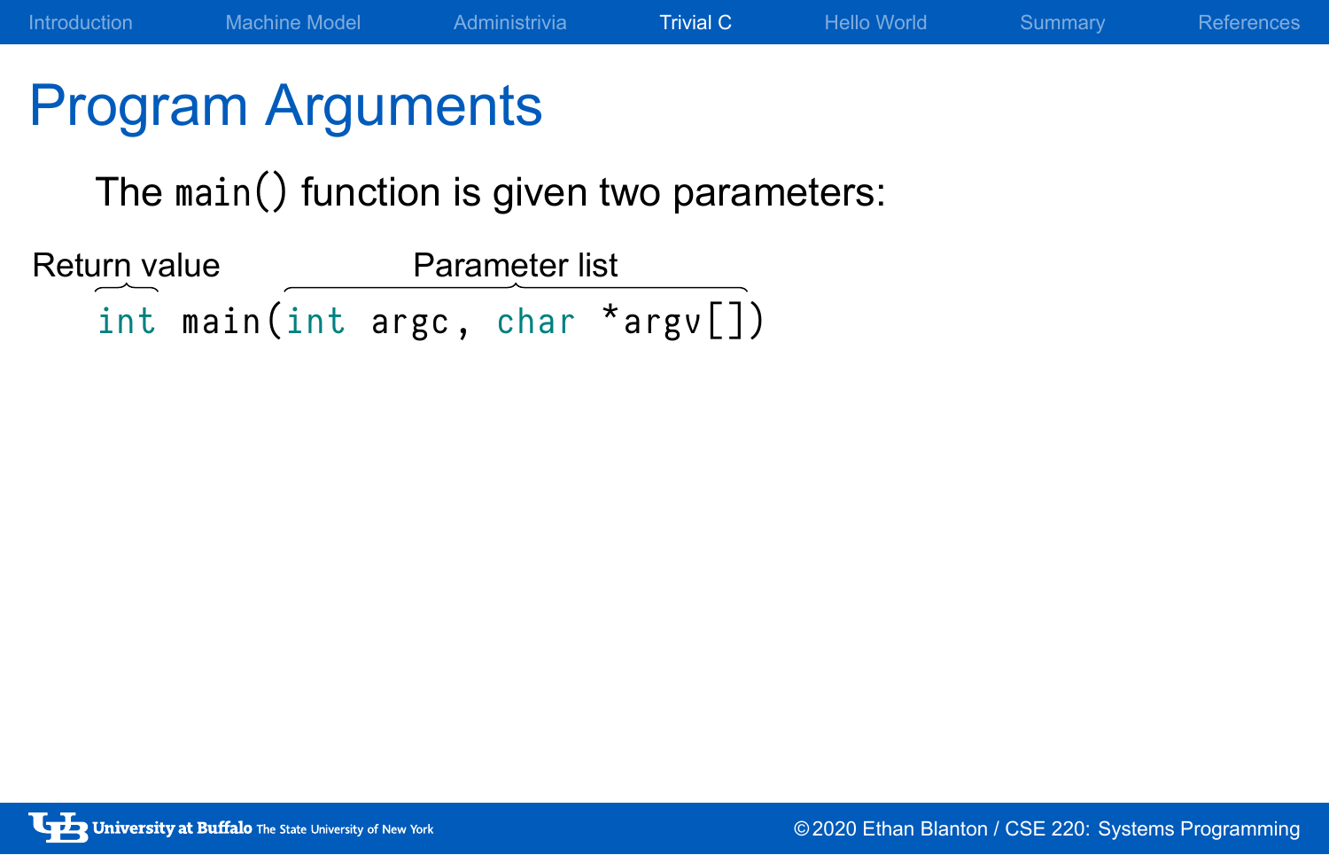# Program Arguments

The `main()` function is given two parameters:

Return value — Parameter list

```
int main(int argc, char *argv[])
```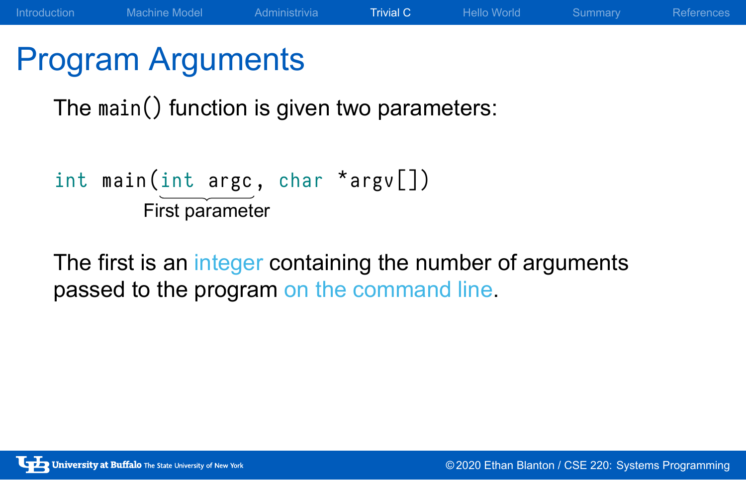# Program Arguments

The `main()` function is given two parameters:

```
int main(int argc, char *argv[])
```

First parameter

The first is an integer containing the number of arguments passed to the program on the command line.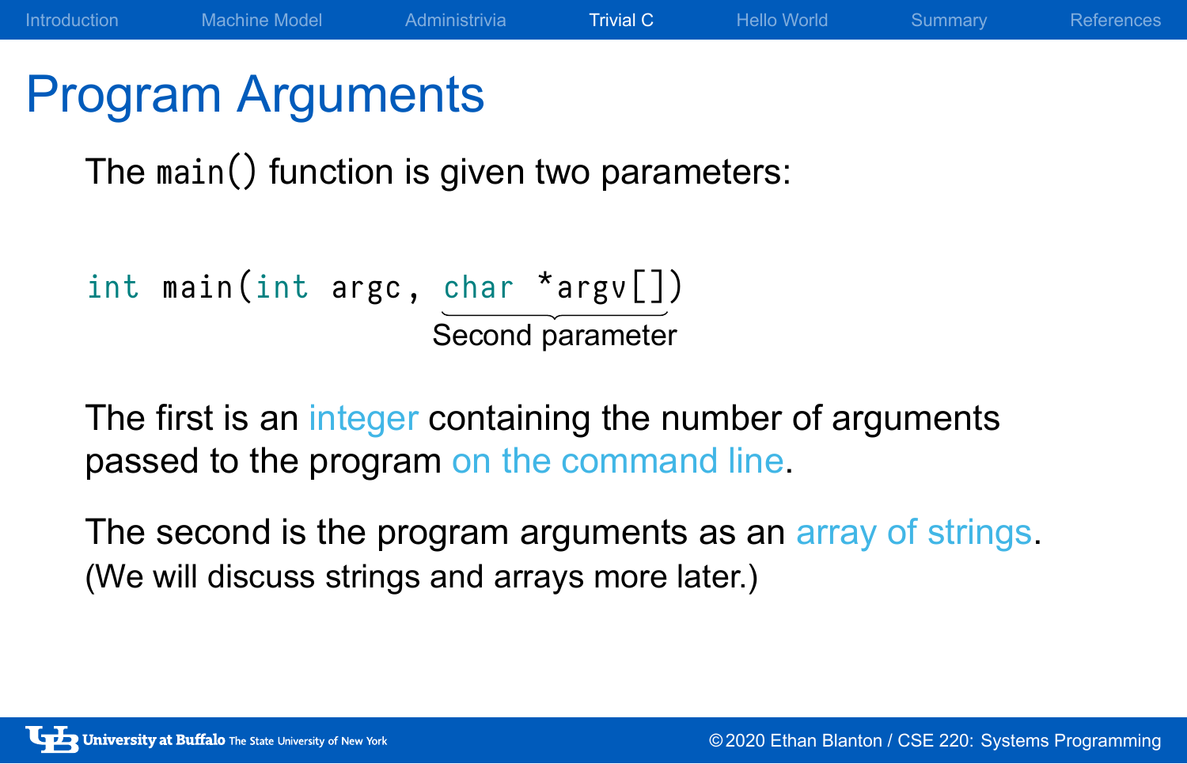# Program Arguments

The `main()` function is given two parameters:

```
int main(int argc, char *argv[])
```

Second parameter

The first is an integer containing the number of arguments passed to the program on the command line.

The second is the program arguments as an array of strings.
(We will discuss strings and arrays more later.)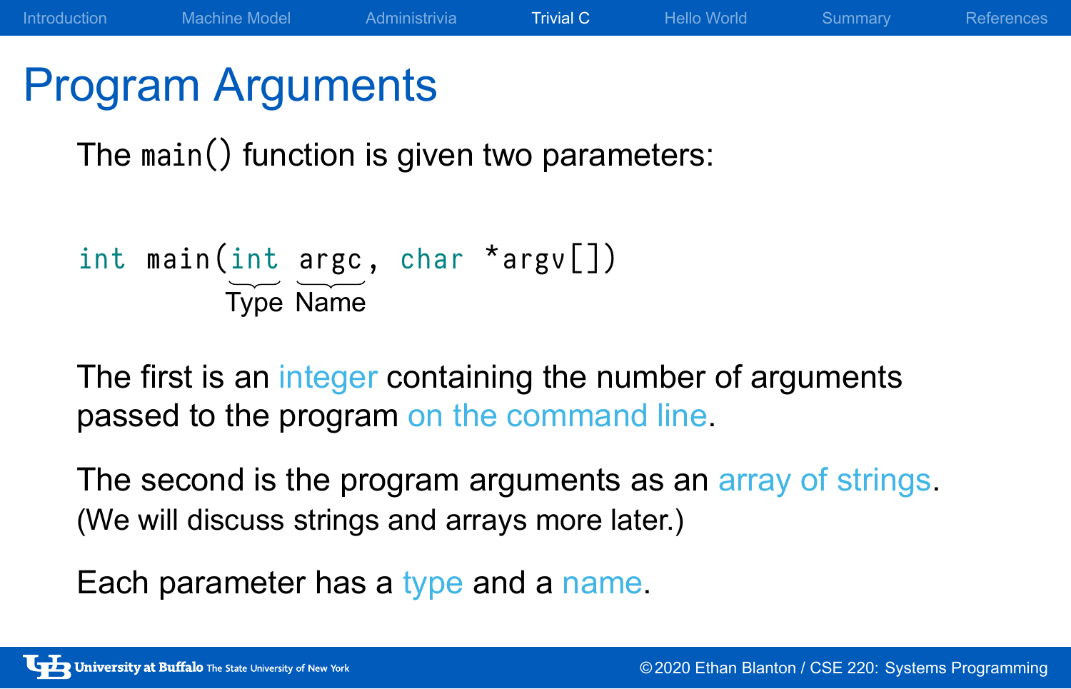# Program Arguments

The `main()` function is given two parameters:

```
int main(int argc, char *argv[])
```

(`int` — Type, `argc` — Name)

The first is an integer containing the number of arguments passed to the program on the command line.

The second is the program arguments as an array of strings.
(We will discuss strings and arrays more later.)

Each parameter has a type and a name.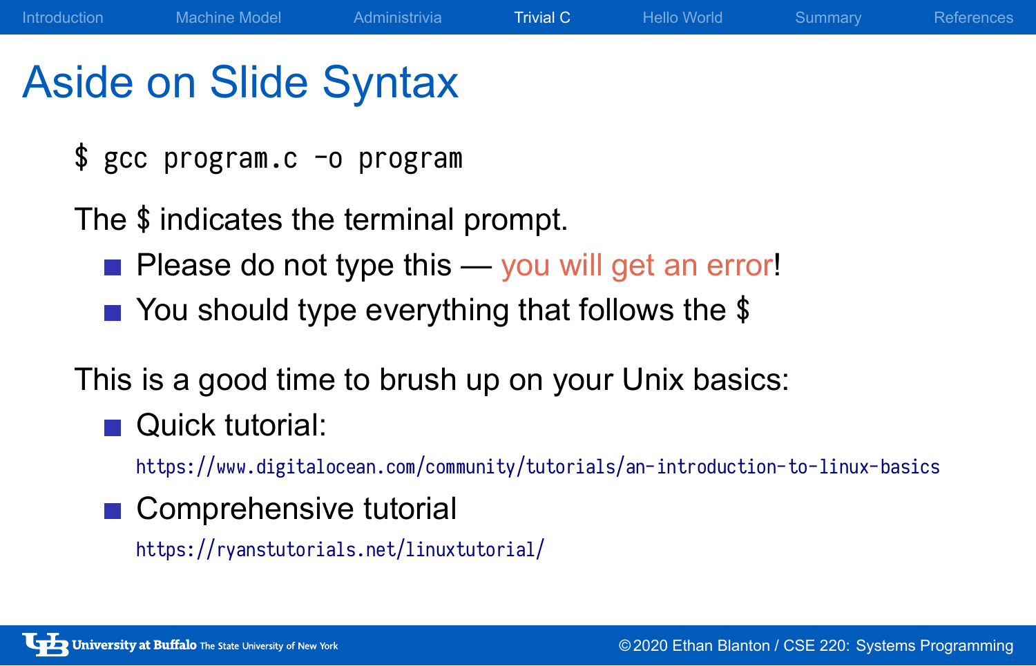# Aside on Slide Syntax

```
$ gcc program.c -o program
```

The $ indicates the terminal prompt.

- Please do not type this — you will get an error!
- You should type everything that follows the $

This is a good time to brush up on your Unix basics:

- Quick tutorial:
  https://www.digitalocean.com/community/tutorials/an-introduction-to-linux-basics
- Comprehensive tutorial
  https://ryanstutorials.net/linuxtutorial/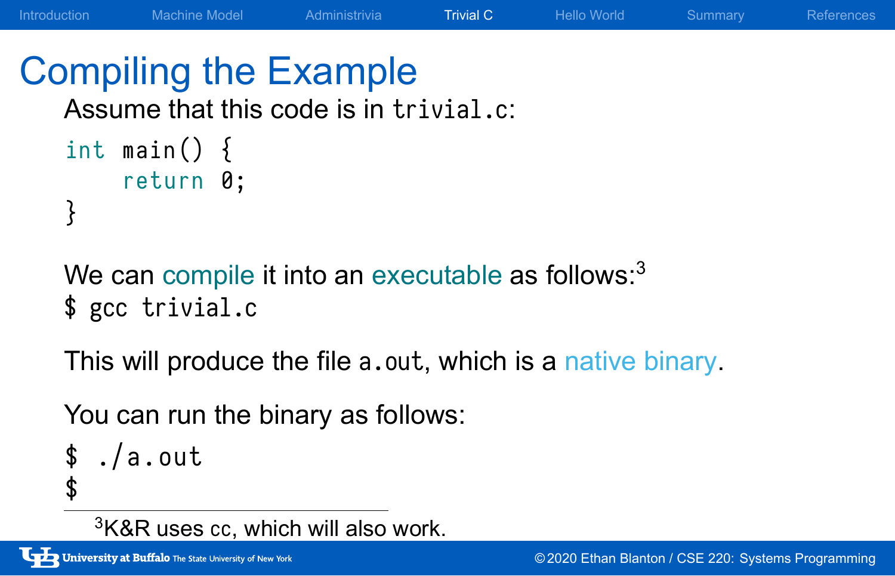# Compiling the Example

Assume that this code is in `trivial.c`:

```
int main() {
    return 0;
}
```

We can compile it into an executable as follows:[3]

```
$ gcc trivial.c
```

This will produce the file `a.out`, which is a native binary.

You can run the binary as follows:

```
$ ./a.out
$
```

[3] K&R uses `cc`, which will also work.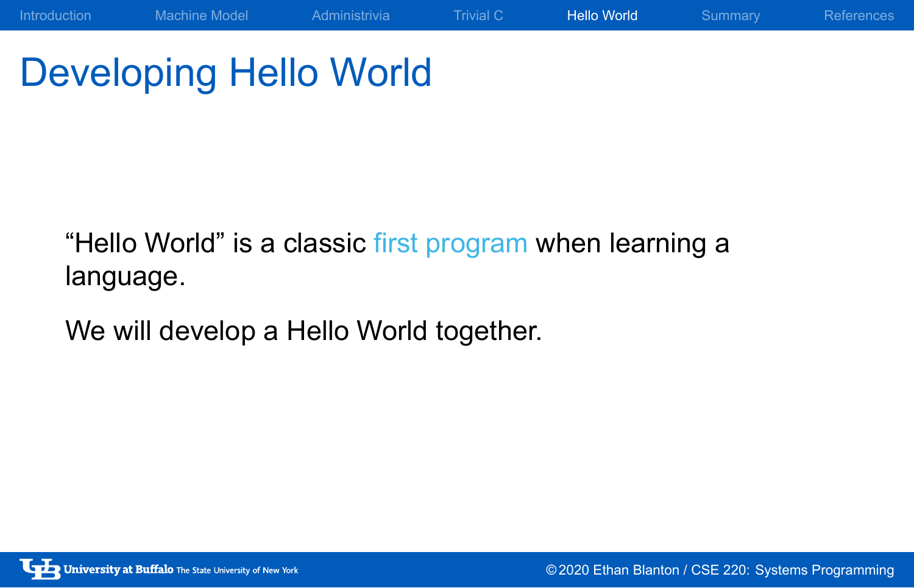# Developing Hello World

"Hello World" is a classic first program when learning a language.

We will develop a Hello World together.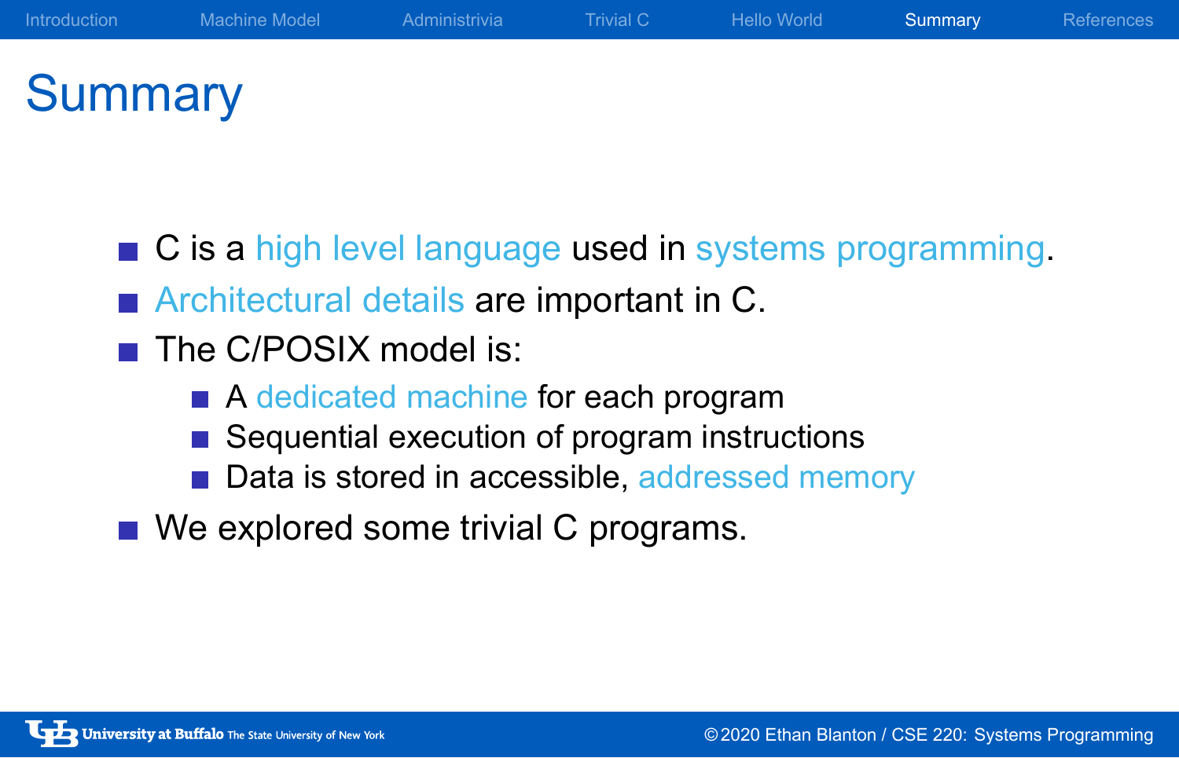# Summary

- C is a high level language used in systems programming.
- Architectural details are important in C.
- The C/POSIX model is:
  - A dedicated machine for each program
  - Sequential execution of program instructions
  - Data is stored in accessible, addressed memory
- We explored some trivial C programs.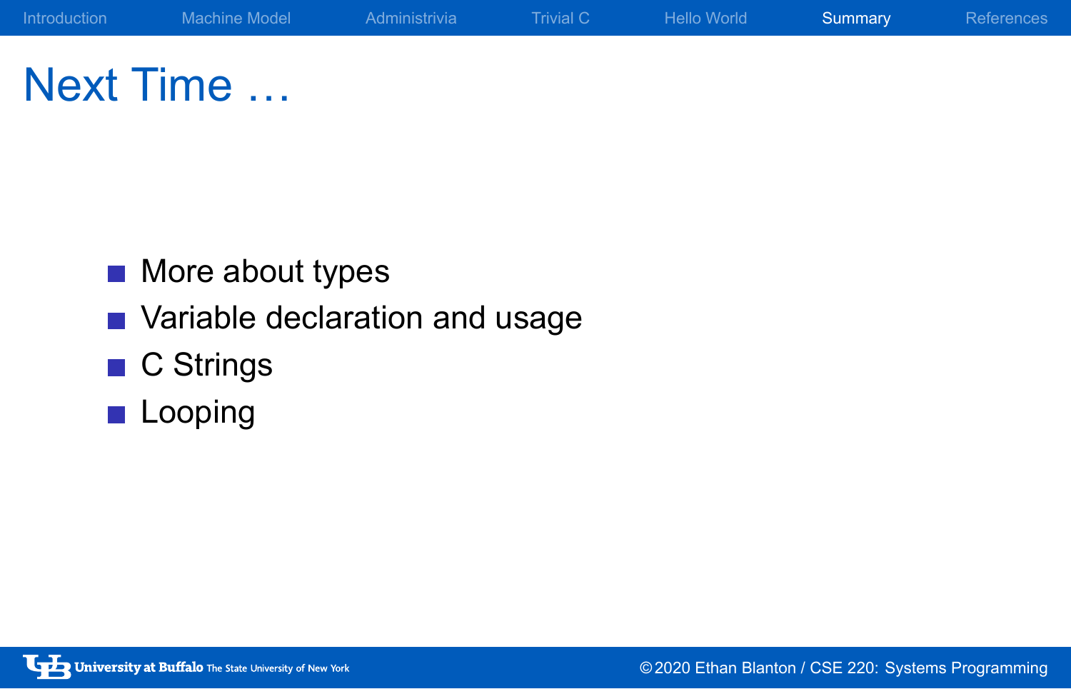# Next Time …

- More about types
- Variable declaration and usage
- C Strings
- Looping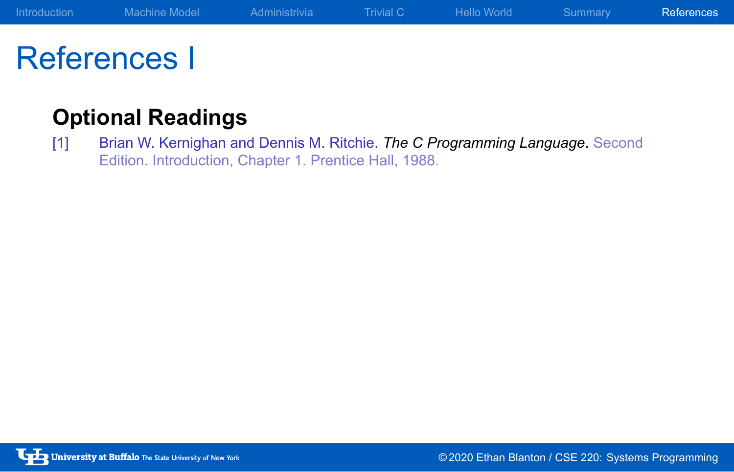# References I

## Optional Readings

[1] Brian W. Kernighan and Dennis M. Ritchie. *The C Programming Language*. Second Edition. Introduction, Chapter 1. Prentice Hall, 1988.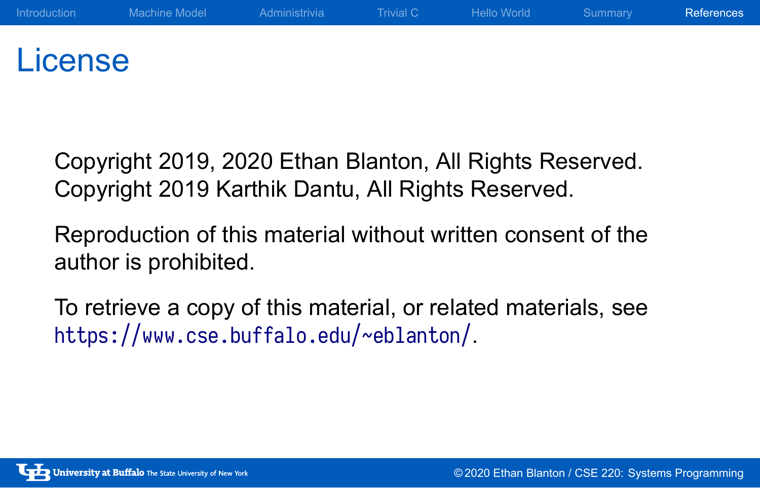# License

Copyright 2019, 2020 Ethan Blanton, All Rights Reserved.
Copyright 2019 Karthik Dantu, All Rights Reserved.

Reproduction of this material without written consent of the author is prohibited.

To retrieve a copy of this material, or related materials, see `https://www.cse.buffalo.edu/~eblanton/`.